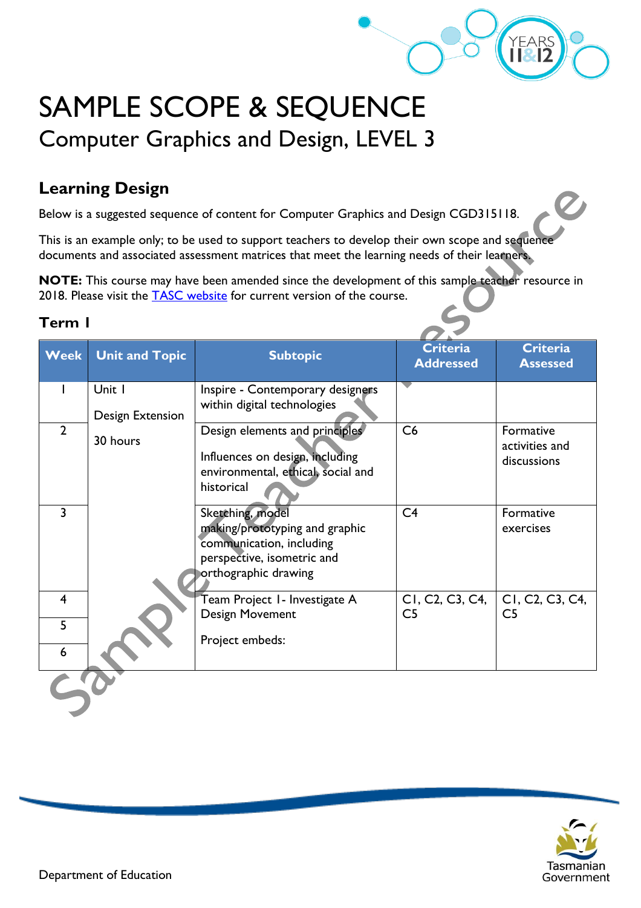# SAMPLE SCOPE & SEQUENCE

## Computer Graphics and Design, LEVEL 3

### Learning Design

Below is a suggested sequence of content for Computer Graphics and Design CGD315118.

This is an example only; to be used to support teachers to develop their own scope and sequence documents and associated assessment matrices that meet the learning needs of their learners.

**NOTE:** This course may have been amended since the development of this sample teacher resource in 2018. Please visit the TASC website for current version of the course.

### Term 1

| Week | Unit and Topic | Subtopic | Criteria Addressed | Criteria Assessed |
|---|---|---|---|---|
| 1 | Unit 1<br>Design Extension<br>30 hours | Inspire - Contemporary designers within digital technologies | | |
| 2 | | Design elements and principles<br>Influences on design, including environmental, ethical, social and historical | C6 | Formative activities and discussions |
| 3 | | Sketching, model making/prototyping and graphic communication, including perspective, isometric and orthographic drawing | C4 | Formative exercises |
| 4 | | Team Project 1- Investigate A Design Movement<br>Project embeds: | C1, C2, C3, C4, C5 | C1, C2, C3, C4, C5 |
| 5 | | | | |
| 6 | | | | |

Department of Education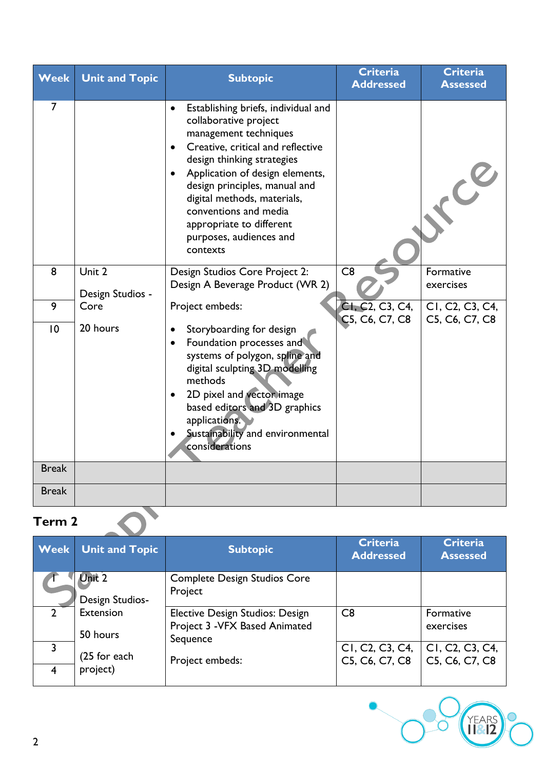| Week | Unit and Topic | Subtopic | Criteria Addressed | Criteria Assessed |
|---|---|---|---|---|
| 7 | | • Establishing briefs, individual and collaborative project management techniques<br>• Creative, critical and reflective design thinking strategies<br>• Application of design elements, design principles, manual and digital methods, materials, conventions and media appropriate to different purposes, audiences and contexts | | |
| 8 | Unit 2<br><br>Design Studios - Core<br><br>20 hours | Design Studios Core Project 2: Design A Beverage Product (WR 2) | C8 | Formative exercises |
| 9 | | Project embeds: | C1, C2, C3, C4, C5, C6, C7, C8 | C1, C2, C3, C4, C5, C6, C7, C8 |
| 10 | | • Storyboarding for design<br>• Foundation processes and systems of polygon, spline and digital sculpting 3D modelling methods<br>• 2D pixel and vector image based editors and 3D graphics applications.<br>• Sustainability and environmental considerations | | |
| Break | | | | |
| Break | | | | |

## Term 2

| Week | Unit and Topic | Subtopic | Criteria Addressed | Criteria Assessed |
|---|---|---|---|---|
| 1 | Unit 2<br><br>Design Studios-Extension<br><br>50 hours<br><br>(25 for each project) | Complete Design Studios Core Project | | |
| 2 | | Elective Design Studios: Design Project 3 -VFX Based Animated Sequence | C8 | Formative exercises |
| 3 | | Project embeds: | C1, C2, C3, C4, C5, C6, C7, C8 | C1, C2, C3, C4, C5, C6, C7, C8 |
| 4 | | | | |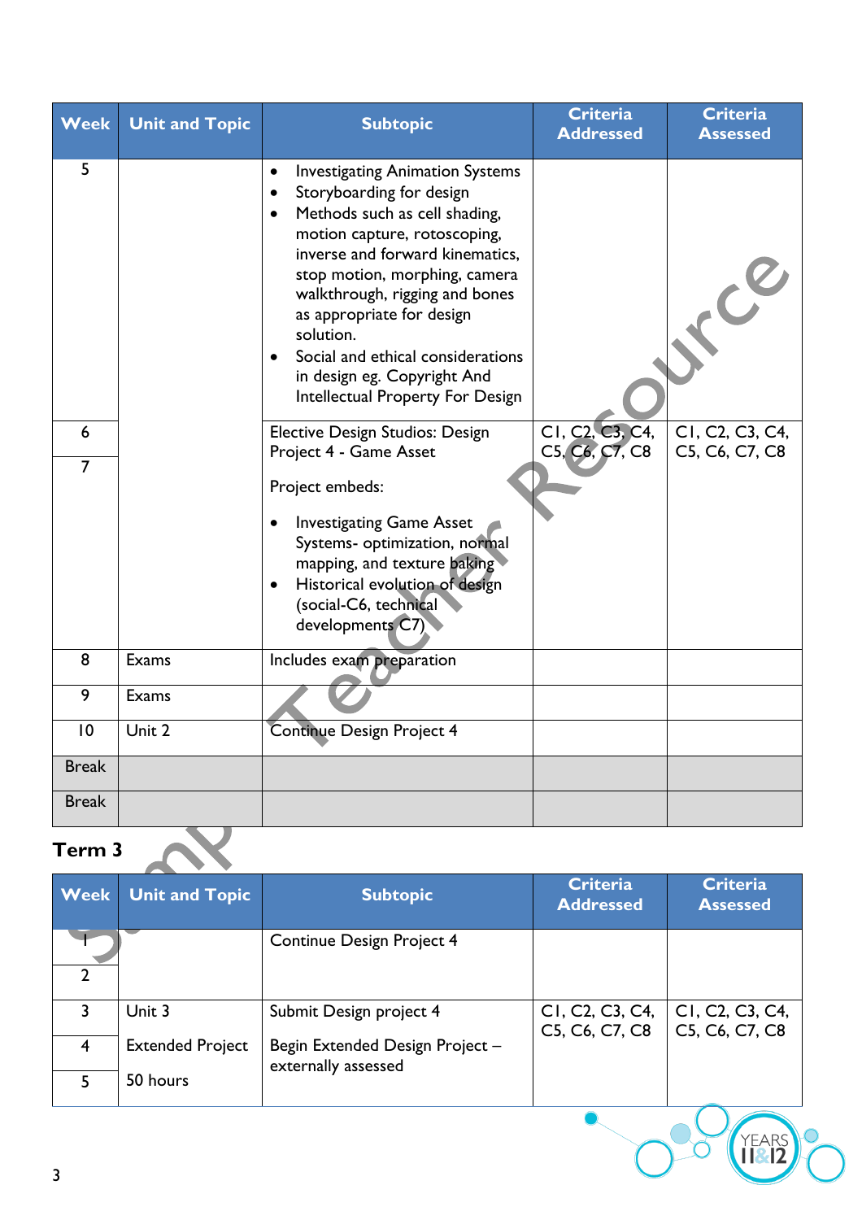| Week | Unit and Topic | Subtopic | Criteria Addressed | Criteria Assessed |
|---|---|---|---|---|
| 5 | | • Investigating Animation Systems<br>• Storyboarding for design<br>• Methods such as cell shading, motion capture, rotoscoping, inverse and forward kinematics, stop motion, morphing, camera walkthrough, rigging and bones as appropriate for design solution.<br>• Social and ethical considerations in design eg. Copyright And Intellectual Property For Design | | |
| 6 | | Elective Design Studios: Design Project 4 - Game Asset<br><br>Project embeds:<br><br>• Investigating Game Asset Systems- optimization, normal mapping, and texture baking<br>• Historical evolution of design (social-C6, technical developments C7) | C1, C2, C3, C4, C5, C6, C7, C8 | C1, C2, C3, C4, C5, C6, C7, C8 |
| 7 | | | | |
| 8 | Exams | Includes exam preparation | | |
| 9 | Exams | | | |
| 10 | Unit 2 | Continue Design Project 4 | | |
| Break | | | | |
| Break | | | | |

## Term 3

| Week | Unit and Topic | Subtopic | Criteria Addressed | Criteria Assessed |
|---|---|---|---|---|
| 1 | | Continue Design Project 4 | | |
| 2 | | | | |
| 3 | Unit 3 | Submit Design project 4 | C1, C2, C3, C4, C5, C6, C7, C8 | C1, C2, C3, C4, C5, C6, C7, C8 |
| 4 | Extended Project | Begin Extended Design Project – externally assessed | | |
| 5 | 50 hours | | | |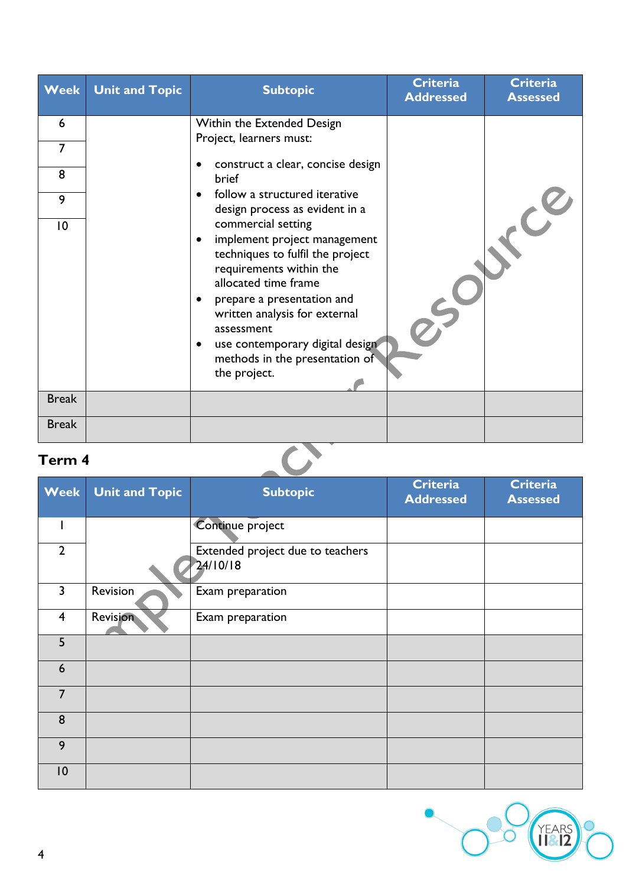| Week | Unit and Topic | Subtopic | Criteria Addressed | Criteria Assessed |
|---|---|---|---|---|
| 6 | | Within the Extended Design Project, learners must:<br>• construct a clear, concise design brief<br>• follow a structured iterative design process as evident in a commercial setting<br>• implement project management techniques to fulfil the project requirements within the allocated time frame<br>• prepare a presentation and written analysis for external assessment<br>• use contemporary digital design methods in the presentation of the project. | | |
| 7 | | | | |
| 8 | | | | |
| 9 | | | | |
| 10 | | | | |
| Break | | | | |
| Break | | | | |

## Term 4

| Week | Unit and Topic | Subtopic | Criteria Addressed | Criteria Assessed |
|---|---|---|---|---|
| 1 | | Continue project | | |
| 2 | | Extended project due to teachers 24/10/18 | | |
| 3 | Revision | Exam preparation | | |
| 4 | Revision | Exam preparation | | |
| 5 | | | | |
| 6 | | | | |
| 7 | | | | |
| 8 | | | | |
| 9 | | | | |
| 10 | | | | |